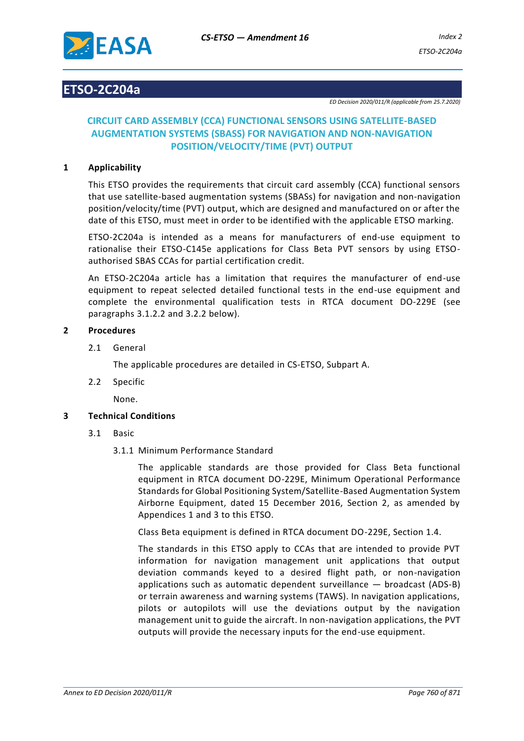# ETSO-2C204a

*ED Decision 2020/011/R (applicable from 25.7.2020)*

## CIRCUIT CARD ASSEMBLY (CCA) FUNCTIONAL SENSORS USING SATELLITE-BASED AUGMENTATION SYSTEMS (SBASS) FOR NAVIGATION AND NON-NAVIGATION POSITION/VELOCITY/TIME (PVT) OUTPUT

### 1 Applicability

This ETSO provides the requirements that circuit card assembly (CCA) functional sensors that use satellite-based augmentation systems (SBASs) for navigation and non-navigation position/velocity/time (PVT) output, which are designed and manufactured on or after the date of this ETSO, must meet in order to be identified with the applicable ETSO marking.

ETSO-2C204a is intended as a means for manufacturers of end-use equipment to rationalise their ETSO-C145e applications for Class Beta PVT sensors by using ETSO-authorised SBAS CCAs for partial certification credit.

An ETSO-2C204a article has a limitation that requires the manufacturer of end-use equipment to repeat selected detailed functional tests in the end-use equipment and complete the environmental qualification tests in RTCA document DO-229E (see paragraphs 3.1.2.2 and 3.2.2 below).

### 2 Procedures

2.1 General

The applicable procedures are detailed in CS-ETSO, Subpart A.

2.2 Specific

None.

### 3 Technical Conditions

3.1 Basic

3.1.1 Minimum Performance Standard

The applicable standards are those provided for Class Beta functional equipment in RTCA document DO-229E, Minimum Operational Performance Standards for Global Positioning System/Satellite-Based Augmentation System Airborne Equipment, dated 15 December 2016, Section 2, as amended by Appendices 1 and 3 to this ETSO.

Class Beta equipment is defined in RTCA document DO-229E, Section 1.4.

The standards in this ETSO apply to CCAs that are intended to provide PVT information for navigation management unit applications that output deviation commands keyed to a desired flight path, or non-navigation applications such as automatic dependent surveillance — broadcast (ADS-B) or terrain awareness and warning systems (TAWS). In navigation applications, pilots or autopilots will use the deviations output by the navigation management unit to guide the aircraft. In non-navigation applications, the PVT outputs will provide the necessary inputs for the end-use equipment.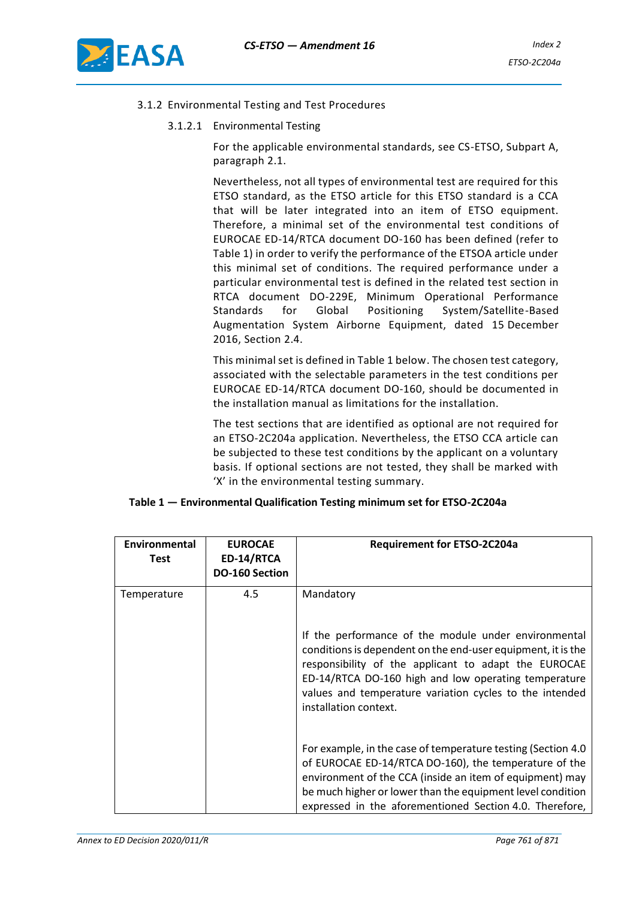#### 3.1.2 Environmental Testing and Test Procedures

##### 3.1.2.1 Environmental Testing

For the applicable environmental standards, see CS-ETSO, Subpart A, paragraph 2.1.

Nevertheless, not all types of environmental test are required for this ETSO standard, as the ETSO article for this ETSO standard is a CCA that will be later integrated into an item of ETSO equipment. Therefore, a minimal set of the environmental test conditions of EUROCAE ED-14/RTCA document DO-160 has been defined (refer to Table 1) in order to verify the performance of the ETSOA article under this minimal set of conditions. The required performance under a particular environmental test is defined in the related test section in RTCA document DO-229E, Minimum Operational Performance Standards for Global Positioning System/Satellite-Based Augmentation System Airborne Equipment, dated 15 December 2016, Section 2.4.

This minimal set is defined in Table 1 below. The chosen test category, associated with the selectable parameters in the test conditions per EUROCAE ED-14/RTCA document DO-160, should be documented in the installation manual as limitations for the installation.

The test sections that are identified as optional are not required for an ETSO-2C204a application. Nevertheless, the ETSO CCA article can be subjected to these test conditions by the applicant on a voluntary basis. If optional sections are not tested, they shall be marked with 'X' in the environmental testing summary.

**Table 1 — Environmental Qualification Testing minimum set for ETSO-2C204a**

| Environmental Test | EUROCAE ED-14/RTCA DO-160 Section | Requirement for ETSO-2C204a |
|---|---|---|
| Temperature | 4.5 | Mandatory<br><br>If the performance of the module under environmental conditions is dependent on the end-user equipment, it is the responsibility of the applicant to adapt the EUROCAE ED-14/RTCA DO-160 high and low operating temperature values and temperature variation cycles to the intended installation context.<br><br>For example, in the case of temperature testing (Section 4.0 of EUROCAE ED-14/RTCA DO-160), the temperature of the environment of the CCA (inside an item of equipment) may be much higher or lower than the equipment level condition expressed in the aforementioned Section 4.0. Therefore, |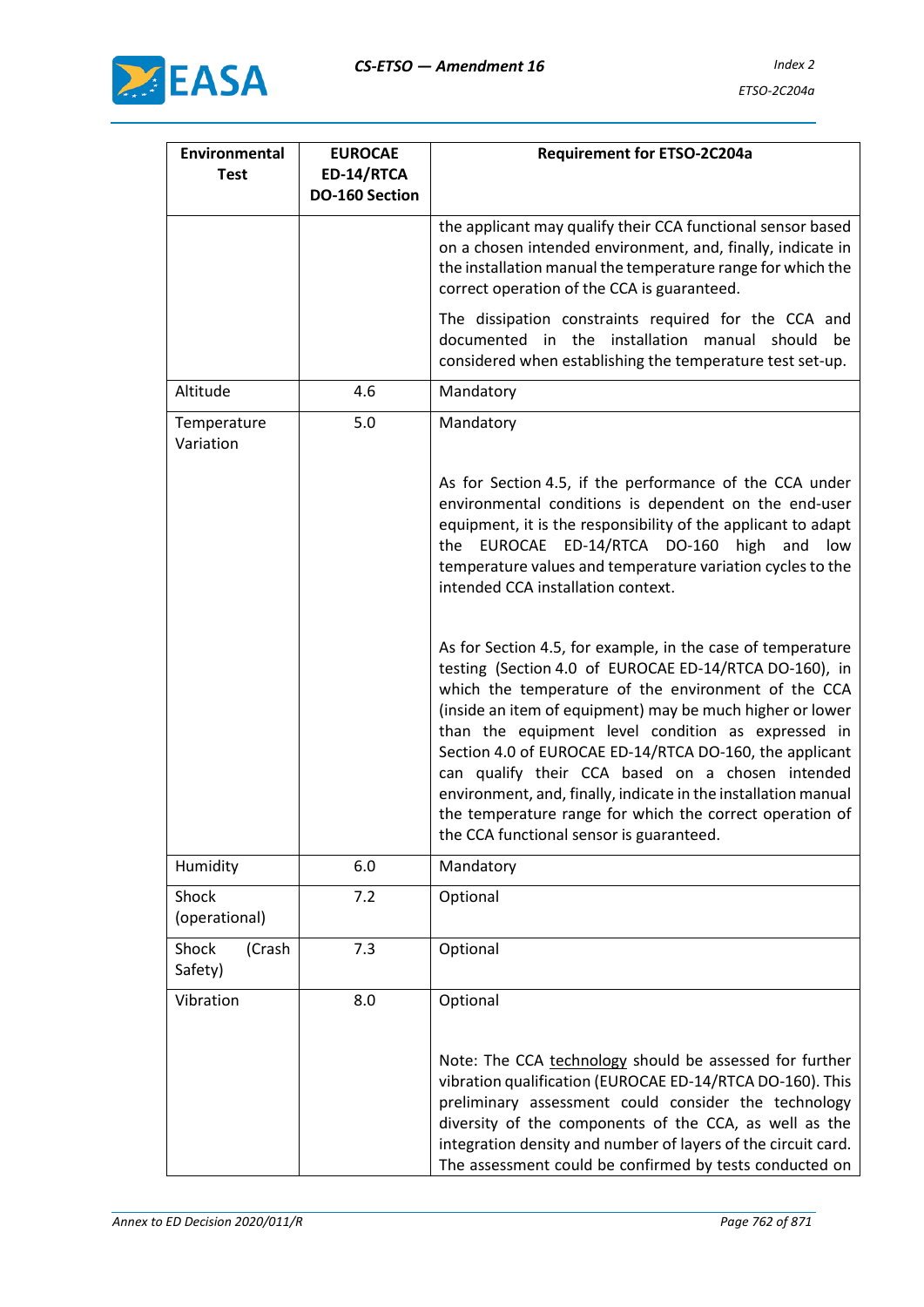| Environmental Test | EUROCAE ED-14/RTCA DO-160 Section | Requirement for ETSO-2C204a |
|---|---|---|
| | | the applicant may qualify their CCA functional sensor based on a chosen intended environment, and, finally, indicate in the installation manual the temperature range for which the correct operation of the CCA is guaranteed.<br><br>The dissipation constraints required for the CCA and documented in the installation manual should be considered when establishing the temperature test set-up. |
| Altitude | 4.6 | Mandatory |
| Temperature Variation | 5.0 | Mandatory<br><br>As for Section 4.5, if the performance of the CCA under environmental conditions is dependent on the end-user equipment, it is the responsibility of the applicant to adapt the EUROCAE ED-14/RTCA DO-160 high and low temperature values and temperature variation cycles to the intended CCA installation context.<br><br>As for Section 4.5, for example, in the case of temperature testing (Section 4.0 of EUROCAE ED-14/RTCA DO-160), in which the temperature of the environment of the CCA (inside an item of equipment) may be much higher or lower than the equipment level condition as expressed in Section 4.0 of EUROCAE ED-14/RTCA DO-160, the applicant can qualify their CCA based on a chosen intended environment, and, finally, indicate in the installation manual the temperature range for which the correct operation of the CCA functional sensor is guaranteed. |
| Humidity | 6.0 | Mandatory |
| Shock (operational) | 7.2 | Optional |
| Shock (Crash Safety) | 7.3 | Optional |
| Vibration | 8.0 | Optional<br><br>Note: The CCA technology should be assessed for further vibration qualification (EUROCAE ED-14/RTCA DO-160). This preliminary assessment could consider the technology diversity of the components of the CCA, as well as the integration density and number of layers of the circuit card. The assessment could be confirmed by tests conducted on |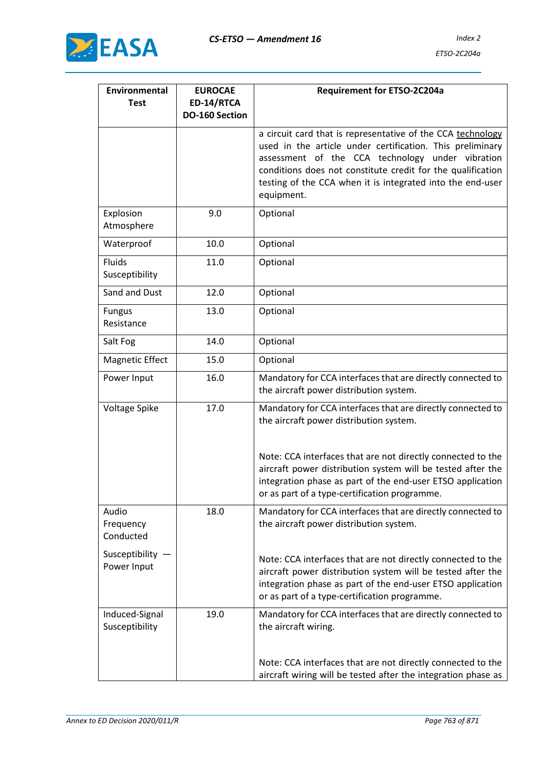| Environmental Test | EUROCAE ED-14/RTCA DO-160 Section | Requirement for ETSO-2C204a |
|---|---|---|
| | | a circuit card that is representative of the CCA technology used in the article under certification. This preliminary assessment of the CCA technology under vibration conditions does not constitute credit for the qualification testing of the CCA when it is integrated into the end-user equipment. |
| Explosion Atmosphere | 9.0 | Optional |
| Waterproof | 10.0 | Optional |
| Fluids Susceptibility | 11.0 | Optional |
| Sand and Dust | 12.0 | Optional |
| Fungus Resistance | 13.0 | Optional |
| Salt Fog | 14.0 | Optional |
| Magnetic Effect | 15.0 | Optional |
| Power Input | 16.0 | Mandatory for CCA interfaces that are directly connected to the aircraft power distribution system. |
| Voltage Spike | 17.0 | Mandatory for CCA interfaces that are directly connected to the aircraft power distribution system.<br><br>Note: CCA interfaces that are not directly connected to the aircraft power distribution system will be tested after the integration phase as part of the end-user ETSO application or as part of a type-certification programme. |
| Audio Frequency Conducted Susceptibility — Power Input | 18.0 | Mandatory for CCA interfaces that are directly connected to the aircraft power distribution system.<br><br>Note: CCA interfaces that are not directly connected to the aircraft power distribution system will be tested after the integration phase as part of the end-user ETSO application or as part of a type-certification programme. |
| Induced-Signal Susceptibility | 19.0 | Mandatory for CCA interfaces that are directly connected to the aircraft wiring.<br><br>Note: CCA interfaces that are not directly connected to the aircraft wiring will be tested after the integration phase as |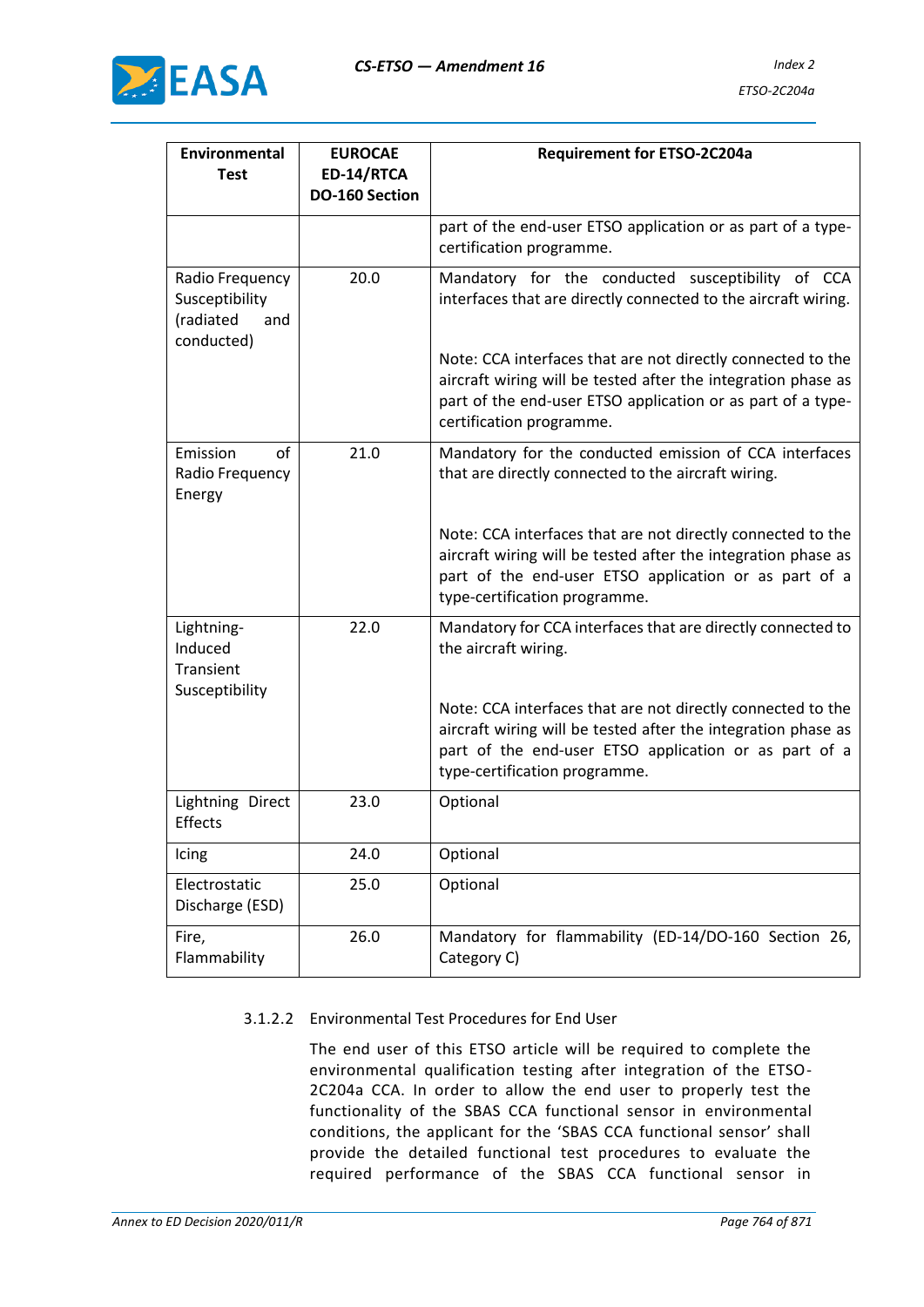| Environmental Test | EUROCAE ED-14/RTCA DO-160 Section | Requirement for ETSO-2C204a |
|---|---|---|
| | | part of the end-user ETSO application or as part of a type-certification programme. |
| Radio Frequency Susceptibility (radiated and conducted) | 20.0 | Mandatory for the conducted susceptibility of CCA interfaces that are directly connected to the aircraft wiring.<br><br>Note: CCA interfaces that are not directly connected to the aircraft wiring will be tested after the integration phase as part of the end-user ETSO application or as part of a type-certification programme. |
| Emission of Radio Frequency Energy | 21.0 | Mandatory for the conducted emission of CCA interfaces that are directly connected to the aircraft wiring.<br><br>Note: CCA interfaces that are not directly connected to the aircraft wiring will be tested after the integration phase as part of the end-user ETSO application or as part of a type-certification programme. |
| Lightning-Induced Transient Susceptibility | 22.0 | Mandatory for CCA interfaces that are directly connected to the aircraft wiring.<br><br>Note: CCA interfaces that are not directly connected to the aircraft wiring will be tested after the integration phase as part of the end-user ETSO application or as part of a type-certification programme. |
| Lightning Direct Effects | 23.0 | Optional |
| Icing | 24.0 | Optional |
| Electrostatic Discharge (ESD) | 25.0 | Optional |
| Fire, Flammability | 26.0 | Mandatory for flammability (ED-14/DO-160 Section 26, Category C) |

3.1.2.2 Environmental Test Procedures for End User

The end user of this ETSO article will be required to complete the environmental qualification testing after integration of the ETSO-2C204a CCA. In order to allow the end user to properly test the functionality of the SBAS CCA functional sensor in environmental conditions, the applicant for the 'SBAS CCA functional sensor' shall provide the detailed functional test procedures to evaluate the required performance of the SBAS CCA functional sensor in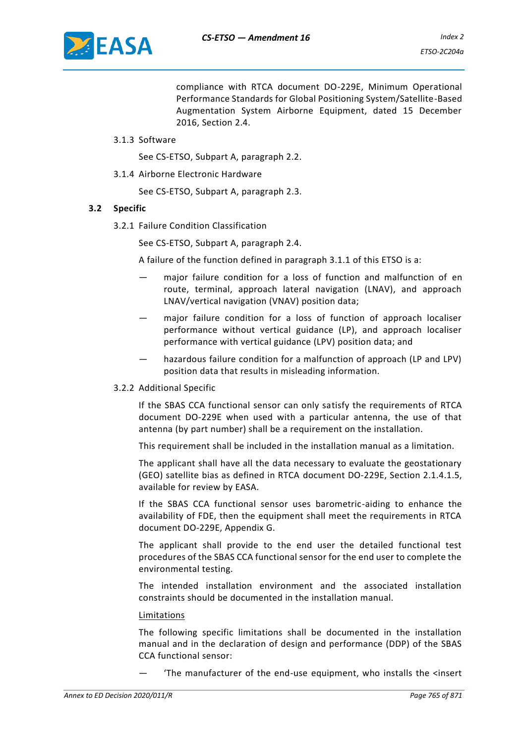compliance with RTCA document DO-229E, Minimum Operational Performance Standards for Global Positioning System/Satellite-Based Augmentation System Airborne Equipment, dated 15 December 2016, Section 2.4.

3.1.3 Software

See CS-ETSO, Subpart A, paragraph 2.2.

3.1.4 Airborne Electronic Hardware

See CS-ETSO, Subpart A, paragraph 2.3.

### 3.2 Specific

3.2.1 Failure Condition Classification

See CS-ETSO, Subpart A, paragraph 2.4.

A failure of the function defined in paragraph 3.1.1 of this ETSO is a:

— major failure condition for a loss of function and malfunction of en route, terminal, approach lateral navigation (LNAV), and approach LNAV/vertical navigation (VNAV) position data;

— major failure condition for a loss of function of approach localiser performance without vertical guidance (LP), and approach localiser performance with vertical guidance (LPV) position data; and

— hazardous failure condition for a malfunction of approach (LP and LPV) position data that results in misleading information.

3.2.2 Additional Specific

If the SBAS CCA functional sensor can only satisfy the requirements of RTCA document DO-229E when used with a particular antenna, the use of that antenna (by part number) shall be a requirement on the installation.

This requirement shall be included in the installation manual as a limitation.

The applicant shall have all the data necessary to evaluate the geostationary (GEO) satellite bias as defined in RTCA document DO-229E, Section 2.1.4.1.5, available for review by EASA.

If the SBAS CCA functional sensor uses barometric-aiding to enhance the availability of FDE, then the equipment shall meet the requirements in RTCA document DO-229E, Appendix G.

The applicant shall provide to the end user the detailed functional test procedures of the SBAS CCA functional sensor for the end user to complete the environmental testing.

The intended installation environment and the associated installation constraints should be documented in the installation manual.

Limitations

The following specific limitations shall be documented in the installation manual and in the declaration of design and performance (DDP) of the SBAS CCA functional sensor:

— 'The manufacturer of the end-use equipment, who installs the <insert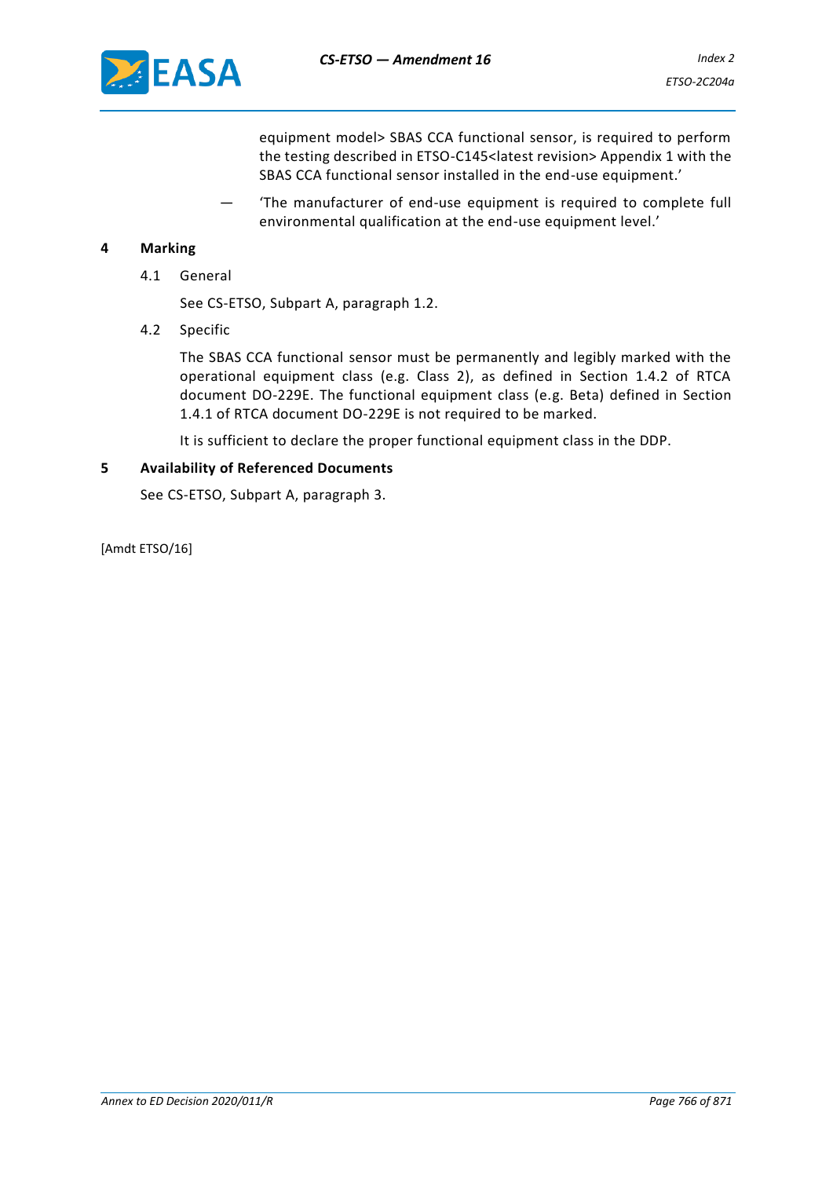equipment model> SBAS CCA functional sensor, is required to perform the testing described in ETSO-C145<latest revision> Appendix 1 with the SBAS CCA functional sensor installed in the end-use equipment.'

— 'The manufacturer of end-use equipment is required to complete full environmental qualification at the end-use equipment level.'

## 4 Marking

### 4.1 General

See CS-ETSO, Subpart A, paragraph 1.2.

### 4.2 Specific

The SBAS CCA functional sensor must be permanently and legibly marked with the operational equipment class (e.g. Class 2), as defined in Section 1.4.2 of RTCA document DO-229E. The functional equipment class (e.g. Beta) defined in Section 1.4.1 of RTCA document DO-229E is not required to be marked.

It is sufficient to declare the proper functional equipment class in the DDP.

## 5 Availability of Referenced Documents

See CS-ETSO, Subpart A, paragraph 3.

[Amdt ETSO/16]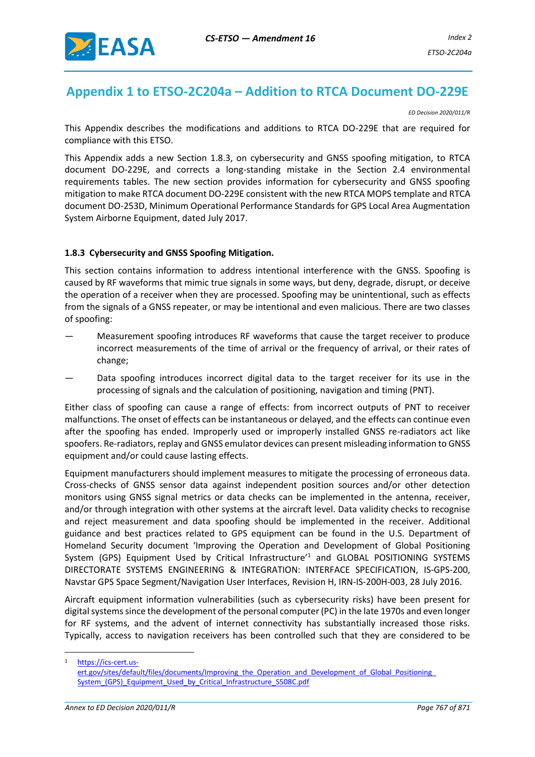## Appendix 1 to ETSO-2C204a – Addition to RTCA Document DO-229E

*ED Decision 2020/011/R*

This Appendix describes the modifications and additions to RTCA DO-229E that are required for compliance with this ETSO.

This Appendix adds a new Section 1.8.3, on cybersecurity and GNSS spoofing mitigation, to RTCA document DO-229E, and corrects a long-standing mistake in the Section 2.4 environmental requirements tables. The new section provides information for cybersecurity and GNSS spoofing mitigation to make RTCA document DO-229E consistent with the new RTCA MOPS template and RTCA document DO-253D, Minimum Operational Performance Standards for GPS Local Area Augmentation System Airborne Equipment, dated July 2017.

### 1.8.3 Cybersecurity and GNSS Spoofing Mitigation.

This section contains information to address intentional interference with the GNSS. Spoofing is caused by RF waveforms that mimic true signals in some ways, but deny, degrade, disrupt, or deceive the operation of a receiver when they are processed. Spoofing may be unintentional, such as effects from the signals of a GNSS repeater, or may be intentional and even malicious. There are two classes of spoofing:

— Measurement spoofing introduces RF waveforms that cause the target receiver to produce incorrect measurements of the time of arrival or the frequency of arrival, or their rates of change;

— Data spoofing introduces incorrect digital data to the target receiver for its use in the processing of signals and the calculation of positioning, navigation and timing (PNT).

Either class of spoofing can cause a range of effects: from incorrect outputs of PNT to receiver malfunctions. The onset of effects can be instantaneous or delayed, and the effects can continue even after the spoofing has ended. Improperly used or improperly installed GNSS re-radiators act like spoofers. Re-radiators, replay and GNSS emulator devices can present misleading information to GNSS equipment and/or could cause lasting effects.

Equipment manufacturers should implement measures to mitigate the processing of erroneous data. Cross-checks of GNSS sensor data against independent position sources and/or other detection monitors using GNSS signal metrics or data checks can be implemented in the antenna, receiver, and/or through integration with other systems at the aircraft level. Data validity checks to recognise and reject measurement and data spoofing should be implemented in the receiver. Additional guidance and best practices related to GPS equipment can be found in the U.S. Department of Homeland Security document 'Improving the Operation and Development of Global Positioning System (GPS) Equipment Used by Critical Infrastructure'[1] and GLOBAL POSITIONING SYSTEMS DIRECTORATE SYSTEMS ENGINEERING & INTEGRATION: INTERFACE SPECIFICATION, IS-GPS-200, Navstar GPS Space Segment/Navigation User Interfaces, Revision H, IRN-IS-200H-003, 28 July 2016.

Aircraft equipment information vulnerabilities (such as cybersecurity risks) have been present for digital systems since the development of the personal computer (PC) in the late 1970s and even longer for RF systems, and the advent of internet connectivity has substantially increased those risks. Typically, access to navigation receivers has been controlled such that they are considered to be

---

[1] https://ics-cert.us-cert.gov/sites/default/files/documents/Improving_the_Operation_and_Development_of_Global_Positioning_System_(GPS)_Equipment_Used_by_Critical_Infrastructure_S508C.pdf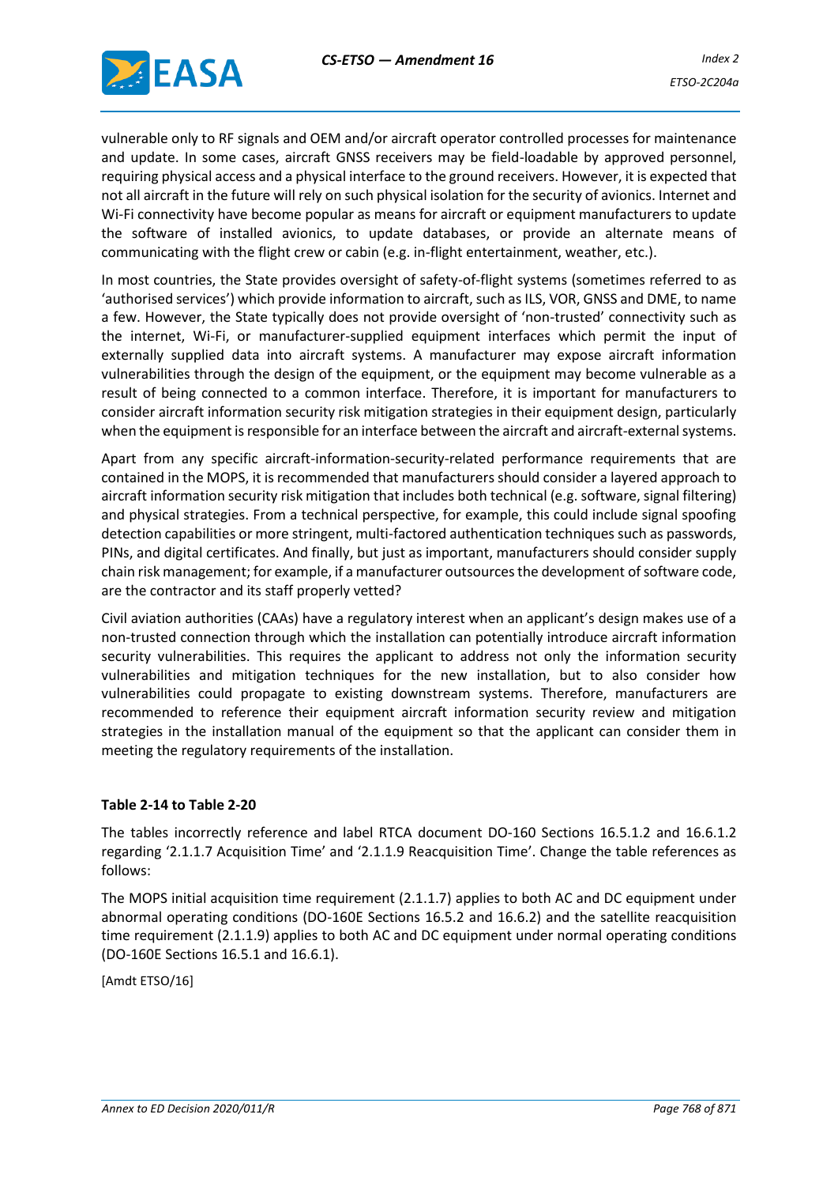vulnerable only to RF signals and OEM and/or aircraft operator controlled processes for maintenance and update. In some cases, aircraft GNSS receivers may be field-loadable by approved personnel, requiring physical access and a physical interface to the ground receivers. However, it is expected that not all aircraft in the future will rely on such physical isolation for the security of avionics. Internet and Wi-Fi connectivity have become popular as means for aircraft or equipment manufacturers to update the software of installed avionics, to update databases, or provide an alternate means of communicating with the flight crew or cabin (e.g. in-flight entertainment, weather, etc.).

In most countries, the State provides oversight of safety-of-flight systems (sometimes referred to as 'authorised services') which provide information to aircraft, such as ILS, VOR, GNSS and DME, to name a few. However, the State typically does not provide oversight of 'non-trusted' connectivity such as the internet, Wi-Fi, or manufacturer-supplied equipment interfaces which permit the input of externally supplied data into aircraft systems. A manufacturer may expose aircraft information vulnerabilities through the design of the equipment, or the equipment may become vulnerable as a result of being connected to a common interface. Therefore, it is important for manufacturers to consider aircraft information security risk mitigation strategies in their equipment design, particularly when the equipment is responsible for an interface between the aircraft and aircraft-external systems.

Apart from any specific aircraft-information-security-related performance requirements that are contained in the MOPS, it is recommended that manufacturers should consider a layered approach to aircraft information security risk mitigation that includes both technical (e.g. software, signal filtering) and physical strategies. From a technical perspective, for example, this could include signal spoofing detection capabilities or more stringent, multi-factored authentication techniques such as passwords, PINs, and digital certificates. And finally, but just as important, manufacturers should consider supply chain risk management; for example, if a manufacturer outsources the development of software code, are the contractor and its staff properly vetted?

Civil aviation authorities (CAAs) have a regulatory interest when an applicant's design makes use of a non-trusted connection through which the installation can potentially introduce aircraft information security vulnerabilities. This requires the applicant to address not only the information security vulnerabilities and mitigation techniques for the new installation, but to also consider how vulnerabilities could propagate to existing downstream systems. Therefore, manufacturers are recommended to reference their equipment aircraft information security review and mitigation strategies in the installation manual of the equipment so that the applicant can consider them in meeting the regulatory requirements of the installation.

**Table 2-14 to Table 2-20**

The tables incorrectly reference and label RTCA document DO-160 Sections 16.5.1.2 and 16.6.1.2 regarding '2.1.1.7 Acquisition Time' and '2.1.1.9 Reacquisition Time'. Change the table references as follows:

The MOPS initial acquisition time requirement (2.1.1.7) applies to both AC and DC equipment under abnormal operating conditions (DO-160E Sections 16.5.2 and 16.6.2) and the satellite reacquisition time requirement (2.1.1.9) applies to both AC and DC equipment under normal operating conditions (DO-160E Sections 16.5.1 and 16.6.1).

[Amdt ETSO/16]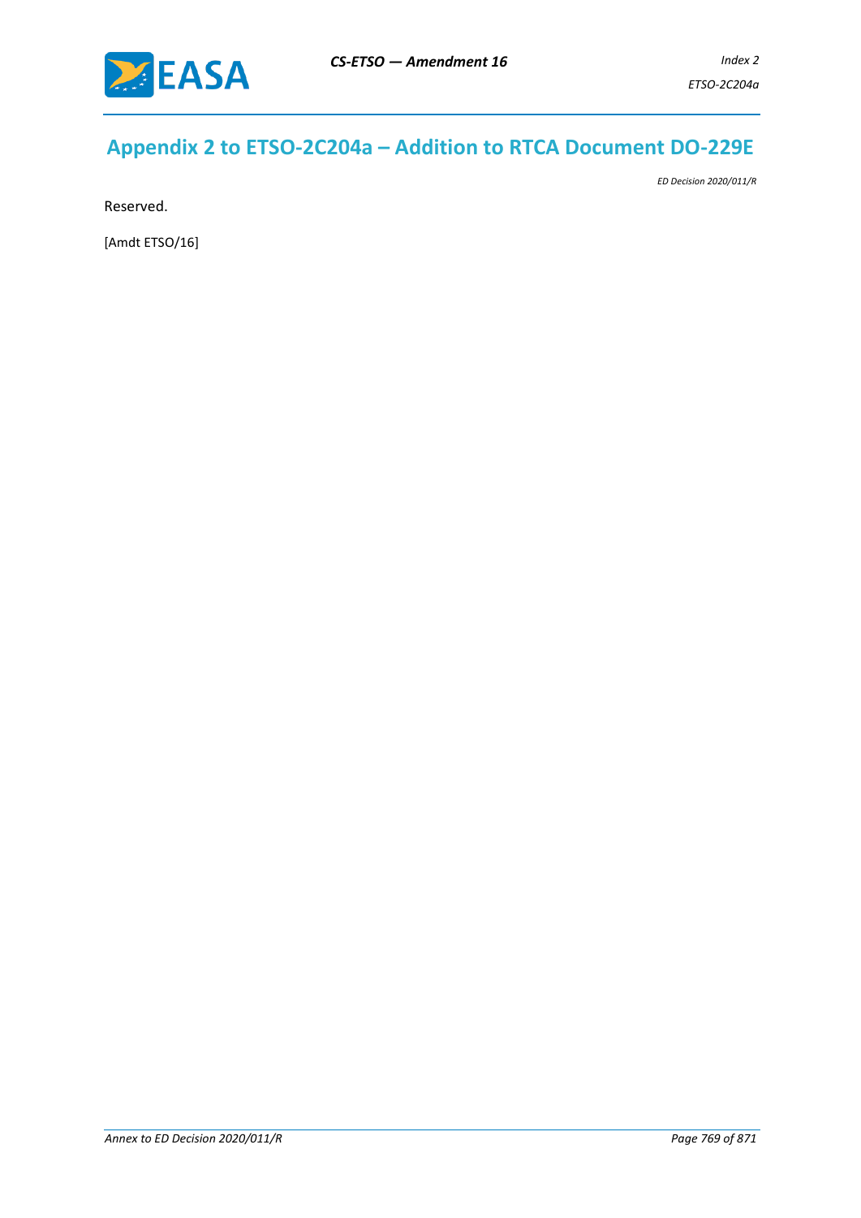# Appendix 2 to ETSO-2C204a – Addition to RTCA Document DO-229E

*ED Decision 2020/011/R*

Reserved.

[Amdt ETSO/16]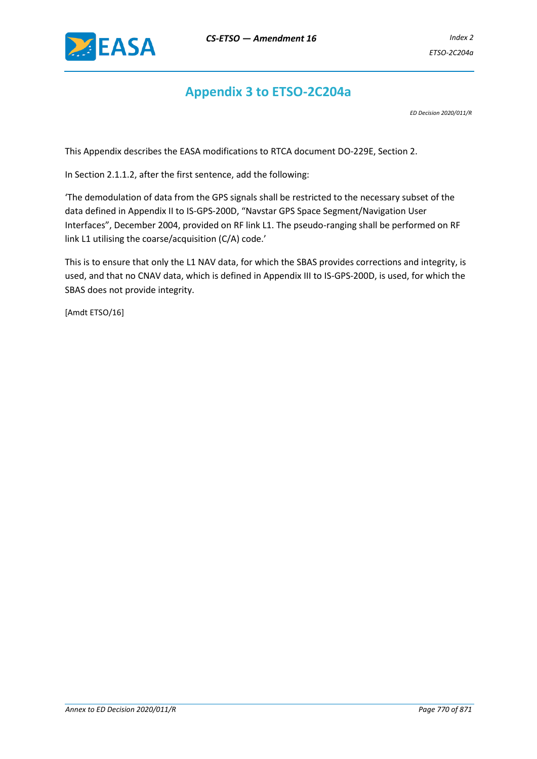# Appendix 3 to ETSO-2C204a

*ED Decision 2020/011/R*

This Appendix describes the EASA modifications to RTCA document DO-229E, Section 2.

In Section 2.1.1.2, after the first sentence, add the following:

'The demodulation of data from the GPS signals shall be restricted to the necessary subset of the data defined in Appendix II to IS-GPS-200D, "Navstar GPS Space Segment/Navigation User Interfaces", December 2004, provided on RF link L1. The pseudo-ranging shall be performed on RF link L1 utilising the coarse/acquisition (C/A) code.'

This is to ensure that only the L1 NAV data, for which the SBAS provides corrections and integrity, is used, and that no CNAV data, which is defined in Appendix III to IS-GPS-200D, is used, for which the SBAS does not provide integrity.

[Amdt ETSO/16]